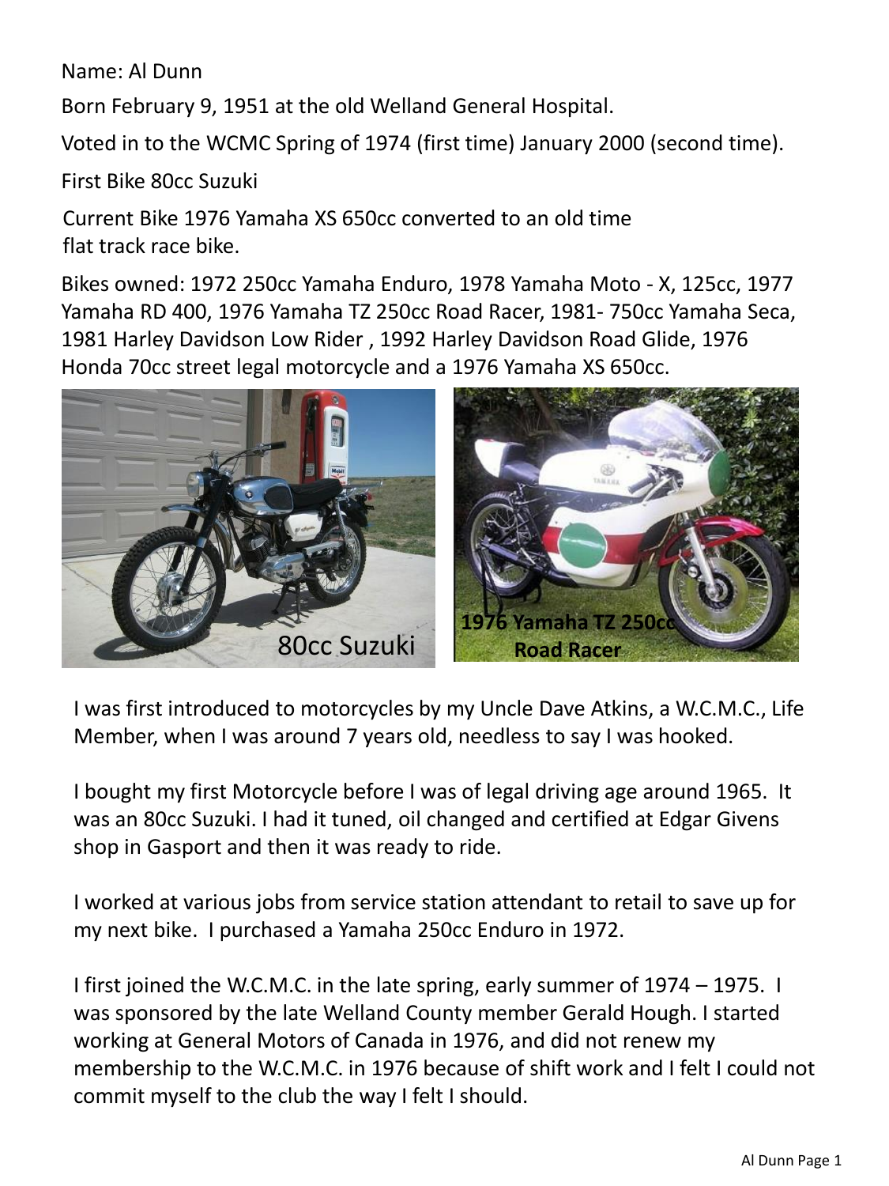Name: Al Dunn

Born February 9, 1951 at the old Welland General Hospital.

Voted in to the WCMC Spring of 1974 (first time) January 2000 (second time).

First Bike 80cc Suzuki

Current Bike 1976 Yamaha XS 650cc converted to an old time flat track race bike.

Bikes owned: 1972 250cc Yamaha Enduro, 1978 Yamaha Moto - X, 125cc, 1977 Yamaha RD 400, 1976 Yamaha TZ 250cc Road Racer, 1981- 750cc Yamaha Seca, 1981 Harley Davidson Low Rider , 1992 Harley Davidson Road Glide, 1976 Honda 70cc street legal motorcycle and a 1976 Yamaha XS 650cc.

80cc Suzuki

**1976 Yamaha TZ 250cc Road Racer**

I was first introduced to motorcycles by my Uncle Dave Atkins, a W.C.M.C., Life Member, when I was around 7 years old, needless to say I was hooked.

I bought my first Motorcycle before I was of legal driving age around 1965. It was an 80cc Suzuki. I had it tuned, oil changed and certified at Edgar Givens shop in Gasport and then it was ready to ride.

I worked at various jobs from service station attendant to retail to save up for my next bike. I purchased a Yamaha 250cc Enduro in 1972.

I first joined the W.C.M.C. in the late spring, early summer of 1974 – 1975. I was sponsored by the late Welland County member Gerald Hough. I started working at General Motors of Canada in 1976, and did not renew my membership to the W.C.M.C. in 1976 because of shift work and I felt I could not commit myself to the club the way I felt I should.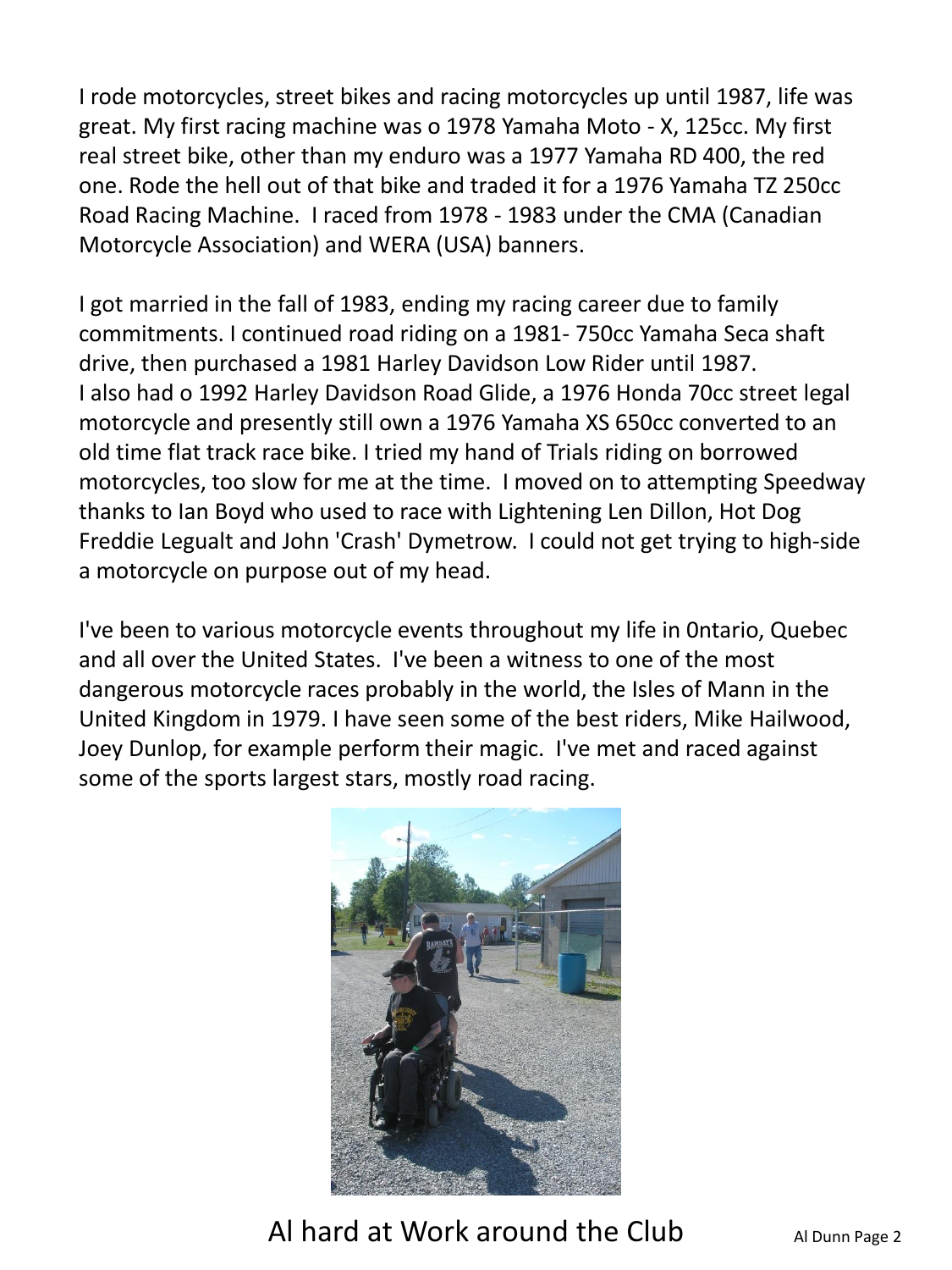I rode motorcycles, street bikes and racing motorcycles up until 1987, life was great. My first racing machine was o 1978 Yamaha Moto - X, 125cc. My first real street bike, other than my enduro was a 1977 Yamaha RD 400, the red one. Rode the hell out of that bike and traded it for a 1976 Yamaha TZ 250cc Road Racing Machine. I raced from 1978 - 1983 under the CMA (Canadian Motorcycle Association) and WERA (USA) banners.

I got married in the fall of 1983, ending my racing career due to family commitments. I continued road riding on a 1981- 750cc Yamaha Seca shaft drive, then purchased a 1981 Harley Davidson Low Rider until 1987. I also had o 1992 Harley Davidson Road Glide, a 1976 Honda 70cc street legal motorcycle and presently still own a 1976 Yamaha XS 650cc converted to an old time flat track race bike. I tried my hand of Trials riding on borrowed motorcycles, too slow for me at the time. I moved on to attempting Speedway thanks to Ian Boyd who used to race with Lightening Len Dillon, Hot Dog Freddie Legualt and John 'Crash' Dymetrow. I could not get trying to high-side a motorcycle on purpose out of my head.

I've been to various motorcycle events throughout my life in 0ntario, Quebec and all over the United States. I've been a witness to one of the most dangerous motorcycle races probably in the world, the Isles of Mann in the United Kingdom in 1979. I have seen some of the best riders, Mike Hailwood, Joey Dunlop, for example perform their magic. I've met and raced against some of the sports largest stars, mostly road racing.

Al hard at Work around the Club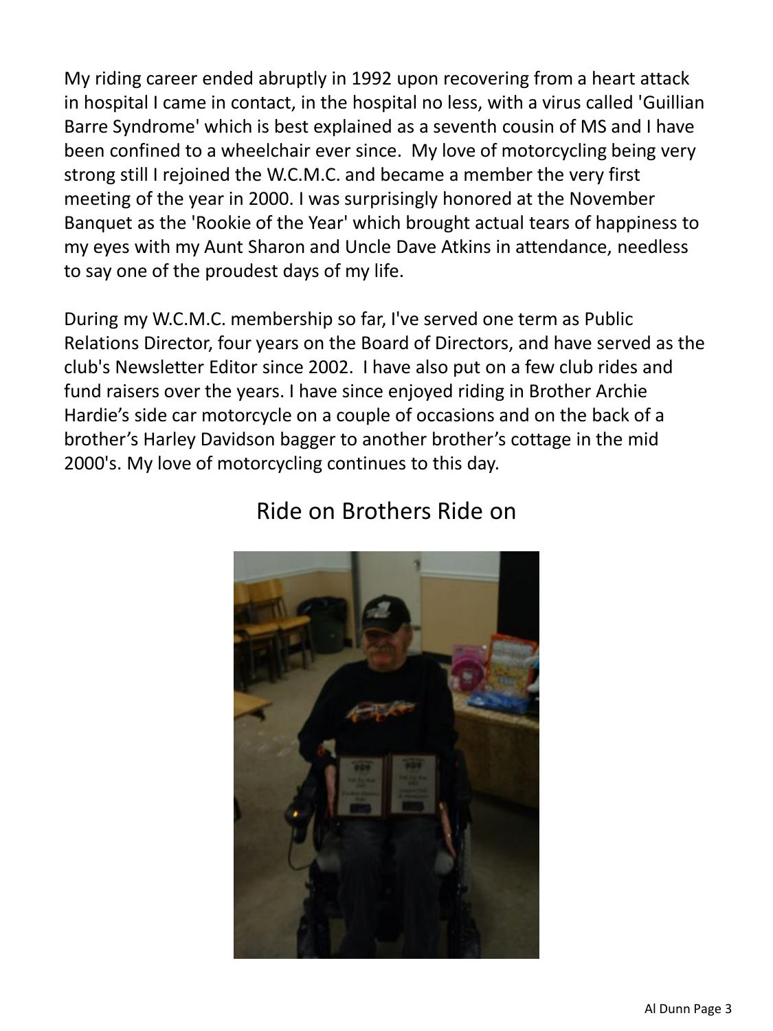My riding career ended abruptly in 1992 upon recovering from a heart attack in hospital I came in contact, in the hospital no less, with a virus called 'Guillian Barre Syndrome' which is best explained as a seventh cousin of MS and I have been confined to a wheelchair ever since. My love of motorcycling being very strong still I rejoined the W.C.M.C. and became a member the very first meeting of the year in 2000. I was surprisingly honored at the November Banquet as the 'Rookie of the Year' which brought actual tears of happiness to my eyes with my Aunt Sharon and Uncle Dave Atkins in attendance, needless to say one of the proudest days of my life.

During my W.C.M.C. membership so far, I've served one term as Public Relations Director, four years on the Board of Directors, and have served as the club's Newsletter Editor since 2002. I have also put on a few club rides and fund raisers over the years. I have since enjoyed riding in Brother Archie Hardie's side car motorcycle on a couple of occasions and on the back of a brother's Harley Davidson bagger to another brother's cottage in the mid 2000's. My love of motorcycling continues to this day.

Ride on Brothers Ride on